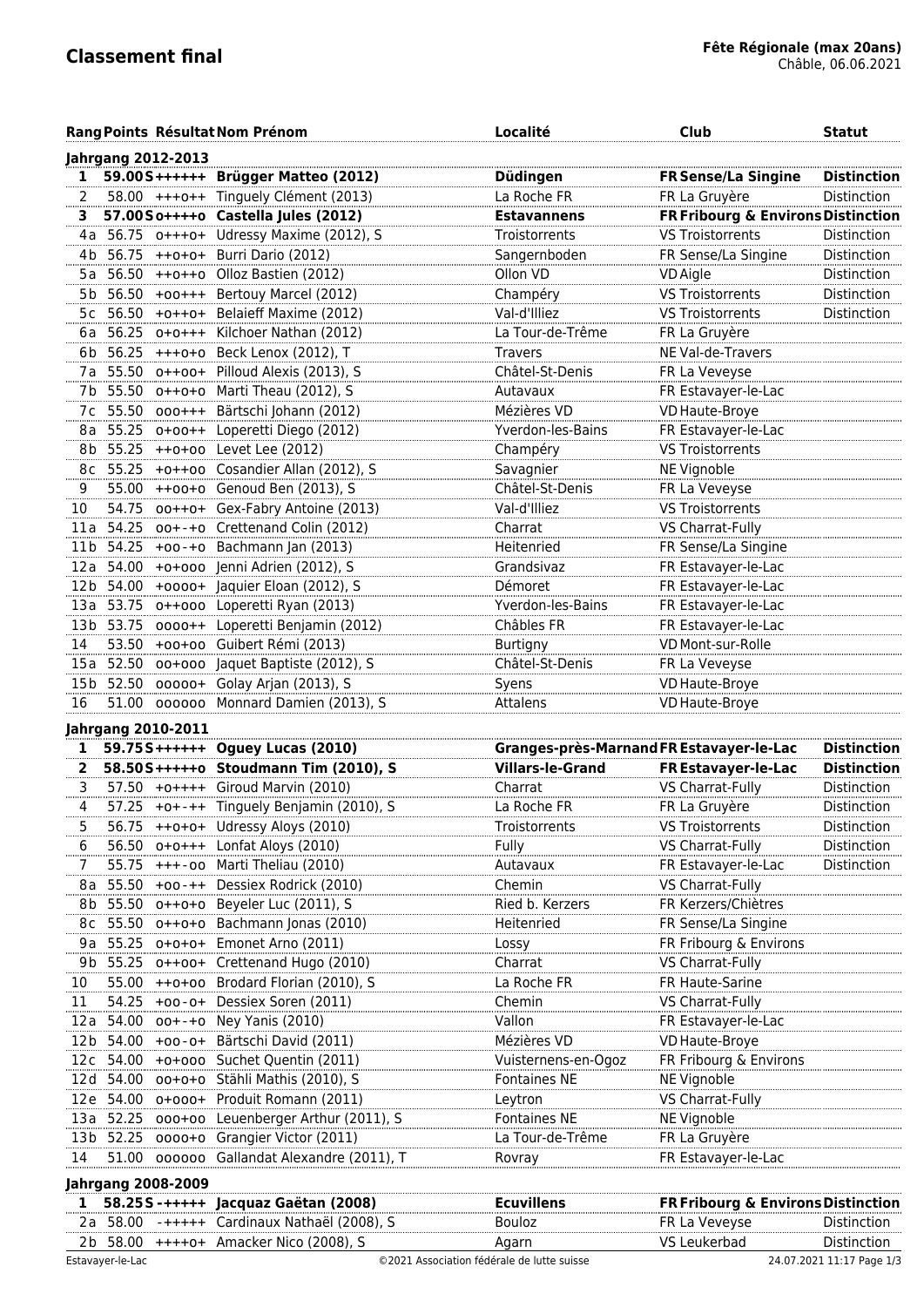# Classement final

**Fête Régionale (max 20ans)**
Châble, 06.06.2021

| Rang | Points | Résultat | Nom Prénom | Localité | Club | Statut |
|---|---|---|---|---|---|---|
| **Jahrgang 2012-2013** | | | | | | |
| **1** | **59.00** | **S ++++++** | **Brügger Matteo (2012)** | **Düdingen** | **FR Sense/La Singine** | **Distinction** |
| 2 | 58.00 | +++o++ | Tinguely Clément (2013) | La Roche FR | FR La Gruyère | Distinction |
| **3** | **57.00** | **S o++++o** | **Castella Jules (2012)** | **Estavannens** | **FR Fribourg & Environs** | **Distinction** |
| 4a | 56.75 | o+++o+ | Udressy Maxime (2012), S | Troistorrents | VS Troistorrents | Distinction |
| 4b | 56.75 | ++o+o+ | Burri Dario (2012) | Sangernboden | FR Sense/La Singine | Distinction |
| 5a | 56.50 | ++o++o | Olloz Bastien (2012) | Ollon VD | VD Aigle | Distinction |
| 5b | 56.50 | +oo+++ | Bertouy Marcel (2012) | Champéry | VS Troistorrents | Distinction |
| 5c | 56.50 | +o++o+ | Belaieff Maxime (2012) | Val-d'Illiez | VS Troistorrents | Distinction |
| 6a | 56.25 | o+o+++ | Kilchoer Nathan (2012) | La Tour-de-Trême | FR La Gruyère | |
| 6b | 56.25 | +++o+o | Beck Lenox (2012), T | Travers | NE Val-de-Travers | |
| 7a | 55.50 | o++oo+ | Pilloud Alexis (2013), S | Châtel-St-Denis | FR La Veveyse | |
| 7b | 55.50 | o++o+o | Marti Theau (2012), S | Autavaux | FR Estavayer-le-Lac | |
| 7c | 55.50 | ooo+++ | Bärtschi Johann (2012) | Mézières VD | VD Haute-Broye | |
| 8a | 55.25 | o+oo++ | Loperetti Diego (2012) | Yverdon-les-Bains | FR Estavayer-le-Lac | |
| 8b | 55.25 | ++o+oo | Levet Lee (2012) | Champéry | VS Troistorrents | |
| 8c | 55.25 | +o++oo | Cosandier Allan (2012), S | Savagnier | NE Vignoble | |
| 9 | 55.00 | ++oo+o | Genoud Ben (2013), S | Châtel-St-Denis | FR La Veveyse | |
| 10 | 54.75 | oo++o+ | Gex-Fabry Antoine (2013) | Val-d'Illiez | VS Troistorrents | |
| 11a | 54.25 | oo+-+o | Crettenand Colin (2012) | Charrat | VS Charrat-Fully | |
| 11b | 54.25 | +oo-+o | Bachmann Jan (2013) | Heitenried | FR Sense/La Singine | |
| 12a | 54.00 | +o+ooo | Jenni Adrien (2012), S | Grandsivaz | FR Estavayer-le-Lac | |
| 12b | 54.00 | +oooo+ | Jaquier Eloan (2012), S | Démoret | FR Estavayer-le-Lac | |
| 13a | 53.75 | o++ooo | Loperetti Ryan (2013) | Yverdon-les-Bains | FR Estavayer-le-Lac | |
| 13b | 53.75 | oooo++ | Loperetti Benjamin (2012) | Châbles FR | FR Estavayer-le-Lac | |
| 14 | 53.50 | +oo+oo | Guibert Rémi (2013) | Burtigny | VD Mont-sur-Rolle | |
| 15a | 52.50 | oo+ooo | Jaquet Baptiste (2012), S | Châtel-St-Denis | FR La Veveyse | |
| 15b | 52.50 | ooooo+ | Golay Arjan (2013), S | Syens | VD Haute-Broye | |
| 16 | 51.00 | oooooo | Monnard Damien (2013), S | Attalens | VD Haute-Broye | |
| **Jahrgang 2010-2011** | | | | | | |
| **1** | **59.75** | **S ++++++** | **Oguey Lucas (2010)** | **Granges-près-Marnand** | **FR Estavayer-le-Lac** | **Distinction** |
| **2** | **58.50** | **S +++++o** | **Stoudmann Tim (2010), S** | **Villars-le-Grand** | **FR Estavayer-le-Lac** | **Distinction** |
| 3 | 57.50 | +o++++ | Giroud Marvin (2010) | Charrat | VS Charrat-Fully | Distinction |
| 4 | 57.25 | +o+-++ | Tinguely Benjamin (2010), S | La Roche FR | FR La Gruyère | Distinction |
| 5 | 56.75 | ++o+o+ | Udressy Aloys (2010) | Troistorrents | VS Troistorrents | Distinction |
| 6 | 56.50 | o+o+++ | Lonfat Aloys (2010) | Fully | VS Charrat-Fully | Distinction |
| 7 | 55.75 | +++-oo | Marti Theliau (2010) | Autavaux | FR Estavayer-le-Lac | Distinction |
| 8a | 55.50 | +oo-++ | Dessiex Rodrick (2010) | Chemin | VS Charrat-Fully | |
| 8b | 55.50 | o++o+o | Beyeler Luc (2011), S | Ried b. Kerzers | FR Kerzers/Chiètres | |
| 8c | 55.50 | o++o+o | Bachmann Jonas (2010) | Heitenried | FR Sense/La Singine | |
| 9a | 55.25 | o+o+o+ | Emonet Arno (2011) | Lossy | FR Fribourg & Environs | |
| 9b | 55.25 | o++oo+ | Crettenand Hugo (2010) | Charrat | VS Charrat-Fully | |
| 10 | 55.00 | ++o+oo | Brodard Florian (2010), S | La Roche FR | FR Haute-Sarine | |
| 11 | 54.25 | +oo-o+ | Dessiex Soren (2011) | Chemin | VS Charrat-Fully | |
| 12a | 54.00 | oo+-+o | Ney Yanis (2010) | Vallon | FR Estavayer-le-Lac | |
| 12b | 54.00 | +oo-o+ | Bärtschi David (2011) | Mézières VD | VD Haute-Broye | |
| 12c | 54.00 | +o+ooo | Suchet Quentin (2011) | Vuisternens-en-Ogoz | FR Fribourg & Environs | |
| 12d | 54.00 | oo+o+o | Stähli Mathis (2010), S | Fontaines NE | NE Vignoble | |
| 12e | 54.00 | o+ooo+ | Produit Romann (2011) | Leytron | VS Charrat-Fully | |
| 13a | 52.25 | ooo+oo | Leuenberger Arthur (2011), S | Fontaines NE | NE Vignoble | |
| 13b | 52.25 | oooo+o | Grangier Victor (2011) | La Tour-de-Trême | FR La Gruyère | |
| 14 | 51.00 | oooooo | Gallandat Alexandre (2011), T | Rovray | FR Estavayer-le-Lac | |
| **Jahrgang 2008-2009** | | | | | | |
| **1** | **58.25** | **S -+++++** | **Jacquaz Gaëtan (2008)** | **Ecuvillens** | **FR Fribourg & Environs** | **Distinction** |
| 2a | 58.00 | -+++++ | Cardinaux Nathaël (2008), S | Bouloz | FR La Veveyse | Distinction |
| 2b | 58.00 | ++++o+ | Amacker Nico (2008), S | Agarn | VS Leukerbad | Distinction |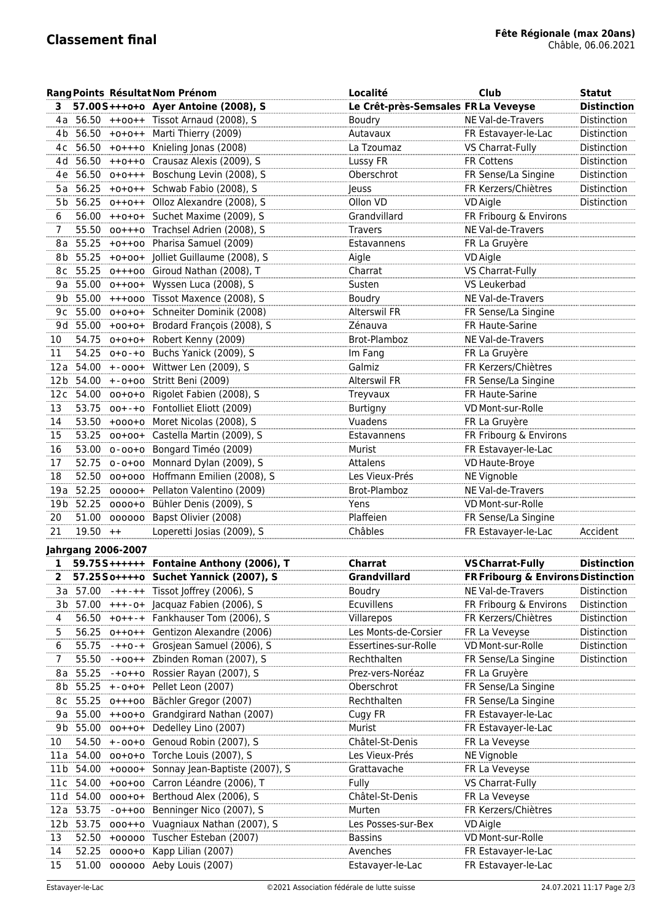## Classement final

**Fête Régionale (max 20ans)**
Châble, 06.06.2021

| Rang | Points | Résultat | Nom Prénom | Localité | Club | Statut |
|---|---|---|---|---|---|---|
| **3** | **57.00** | **S+++o+o** | **Ayer Antoine (2008), S** | **Le Crêt-près-Semsales** | **FR La Veveyse** | **Distinction** |
| 4a | 56.50 | ++oo++ | Tissot Arnaud (2008), S | Boudry | NE Val-de-Travers | Distinction |
| 4b | 56.50 | +o+o++ | Marti Thierry (2009) | Autavaux | FR Estavayer-le-Lac | Distinction |
| 4c | 56.50 | +o+++o | Knieling Jonas (2008) | La Tzoumaz | VS Charrat-Fully | Distinction |
| 4d | 56.50 | ++o++o | Crausaz Alexis (2009), S | Lussy FR | FR Cottens | Distinction |
| 4e | 56.50 | o+o+++ | Boschung Levin (2008), S | Oberschrot | FR Sense/La Singine | Distinction |
| 5a | 56.25 | +o+o++ | Schwab Fabio (2008), S | Jeuss | FR Kerzers/Chiètres | Distinction |
| 5b | 56.25 | o++o++ | Olloz Alexandre (2008), S | Ollon VD | VD Aigle | Distinction |
| 6 | 56.00 | ++o+o+ | Suchet Maxime (2009), S | Grandvillard | FR Fribourg & Environs | |
| 7 | 55.50 | oo+++o | Trachsel Adrien (2008), S | Travers | NE Val-de-Travers | |
| 8a | 55.25 | +o++oo | Pharisa Samuel (2009) | Estavannens | FR La Gruyère | |
| 8b | 55.25 | +o+oo+ | Jolliet Guillaume (2008), S | Aigle | VD Aigle | |
| 8c | 55.25 | o+++oo | Giroud Nathan (2008), T | Charrat | VS Charrat-Fully | |
| 9a | 55.00 | o++oo+ | Wyssen Luca (2008), S | Susten | VS Leukerbad | |
| 9b | 55.00 | +++ooo | Tissot Maxence (2008), S | Boudry | NE Val-de-Travers | |
| 9c | 55.00 | o+o+o+ | Schneiter Dominik (2008) | Alterswil FR | FR Sense/La Singine | |
| 9d | 55.00 | +oo+o+ | Brodard François (2008), S | Zénauva | FR Haute-Sarine | |
| 10 | 54.75 | o+o+o+ | Robert Kenny (2009) | Brot-Plamboz | NE Val-de-Travers | |
| 11 | 54.25 | o+o-+o | Buchs Yanick (2009), S | Im Fang | FR La Gruyère | |
| 12a | 54.00 | +-ooo+ | Wittwer Len (2009), S | Galmiz | FR Kerzers/Chiètres | |
| 12b | 54.00 | +-o+oo | Stritt Beni (2009) | Alterswil FR | FR Sense/La Singine | |
| 12c | 54.00 | oo+o+o | Rigolet Fabien (2008), S | Treyvaux | FR Haute-Sarine | |
| 13 | 53.75 | oo+-+o | Fontolliet Eliott (2009) | Burtigny | VD Mont-sur-Rolle | |
| 14 | 53.50 | +ooo+o | Moret Nicolas (2008), S | Vuadens | FR La Gruyère | |
| 15 | 53.25 | oo+oo+ | Castella Martin (2009), S | Estavannens | FR Fribourg & Environs | |
| 16 | 53.00 | o-oo+o | Bongard Timéo (2009) | Murist | FR Estavayer-le-Lac | |
| 17 | 52.75 | o-o+oo | Monnard Dylan (2009), S | Attalens | VD Haute-Broye | |
| 18 | 52.50 | oo+ooo | Hoffmann Emilien (2008), S | Les Vieux-Prés | NE Vignoble | |
| 19a | 52.25 | ooooo+ | Pellaton Valentino (2009) | Brot-Plamboz | NE Val-de-Travers | |
| 19b | 52.25 | oooo+o | Bühler Denis (2009), S | Yens | VD Mont-sur-Rolle | |
| 20 | 51.00 | oooooo | Bapst Olivier (2008) | Plaffeien | FR Sense/La Singine | |
| 21 | 19.50 | ++ | Loperetti Josias (2009), S | Châbles | FR Estavayer-le-Lac | Accident |

**Jahrgang 2006-2007**

| Rang | Points | Résultat | Nom Prénom | Localité | Club | Statut |
|---|---|---|---|---|---|---|
| **1** | **59.75** | **S++++++** | **Fontaine Anthony (2006), T** | **Charrat** | **VS Charrat-Fully** | **Distinction** |
| **2** | **57.25** | **So++++o** | **Suchet Yannick (2007), S** | **Grandvillard** | **FR Fribourg & Environs** | **Distinction** |
| 3a | 57.00 | -++-++ | Tissot Joffrey (2006), S | Boudry | NE Val-de-Travers | Distinction |
| 3b | 57.00 | +++-o+ | Jacquaz Fabien (2006), S | Ecuvillens | FR Fribourg & Environs | Distinction |
| 4 | 56.50 | +o++-+ | Fankhauser Tom (2006), S | Villarepos | FR Kerzers/Chiètres | Distinction |
| 5 | 56.25 | o++o++ | Gentizon Alexandre (2006) | Les Monts-de-Corsier | FR La Veveyse | Distinction |
| 6 | 55.75 | -++o-+ | Grosjean Samuel (2006), S | Essertines-sur-Rolle | VD Mont-sur-Rolle | Distinction |
| 7 | 55.50 | -+oo++ | Zbinden Roman (2007), S | Rechthalten | FR Sense/La Singine | Distinction |
| 8a | 55.25 | -+o++o | Rossier Rayan (2007), S | Prez-vers-Noréaz | FR La Gruyère | |
| 8b | 55.25 | +-o+o+ | Pellet Leon (2007) | Oberschrot | FR Sense/La Singine | |
| 8c | 55.25 | o+++oo | Bächler Gregor (2007) | Rechthalten | FR Sense/La Singine | |
| 9a | 55.00 | ++oo+o | Grandgirard Nathan (2007) | Cugy FR | FR Estavayer-le-Lac | |
| 9b | 55.00 | oo++o+ | Dedelley Lino (2007) | Murist | FR Estavayer-le-Lac | |
| 10 | 54.50 | +-oo+o | Genoud Robin (2007), S | Châtel-St-Denis | FR La Veveyse | |
| 11a | 54.00 | oo+o+o | Torche Louis (2007), S | Les Vieux-Prés | NE Vignoble | |
| 11b | 54.00 | +oooo+ | Sonnay Jean-Baptiste (2007), S | Grattavache | FR La Veveyse | |
| 11c | 54.00 | +oo+oo | Carron Léandre (2006), T | Fully | VS Charrat-Fully | |
| 11d | 54.00 | ooo+o+ | Berthoud Alex (2006), S | Châtel-St-Denis | FR La Veveyse | |
| 12a | 53.75 | -o++oo | Benninger Nico (2007), S | Murten | FR Kerzers/Chiètres | |
| 12b | 53.75 | ooo++o | Vuagniaux Nathan (2007), S | Les Posses-sur-Bex | VD Aigle | |
| 13 | 52.50 | +ooooo | Tuscher Esteban (2007) | Bassins | VD Mont-sur-Rolle | |
| 14 | 52.25 | oooo+o | Kapp Lilian (2007) | Avenches | FR Estavayer-le-Lac | |
| 15 | 51.00 | oooooo | Aeby Louis (2007) | Estavayer-le-Lac | FR Estavayer-le-Lac | |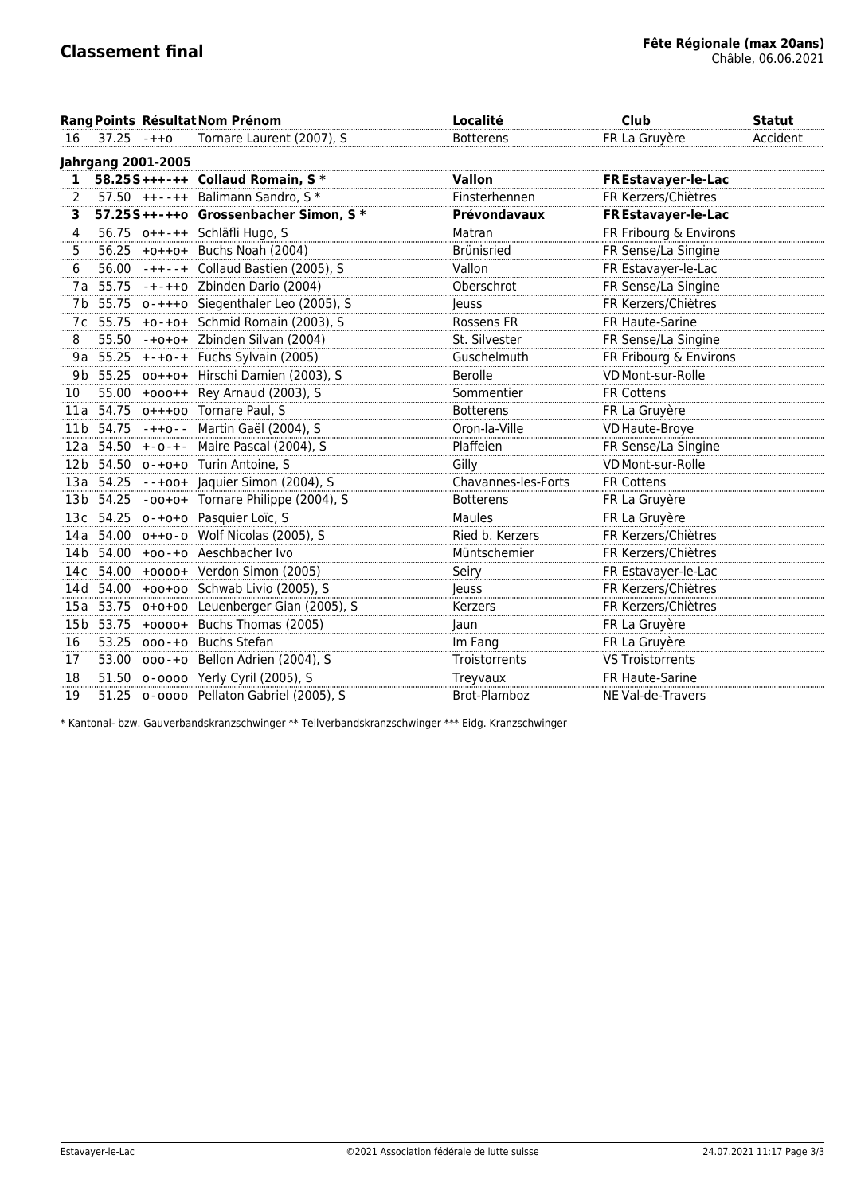## Classement final

**Fête Régionale (max 20ans)**
Châble, 06.06.2021

| Rang | Points | Résultat | Nom Prénom | Localité | Club | Statut |
|---|---|---|---|---|---|---|
| 16 | 37.25 | -++o | Tornare Laurent (2007), S | Botterens | FR La Gruyère | Accident |
| **Jahrgang 2001-2005** | | | | | | |
| **1** | **58.25** | **S+++-++** | **Collaud Romain, S *** | **Vallon** | **FR Estavayer-le-Lac** | |
| 2 | 57.50 | ++--++ | Balimann Sandro, S * | Finsterhennen | FR Kerzers/Chiètres | |
| **3** | **57.25** | **S++-++o** | **Grossenbacher Simon, S *** | **Prévondavaux** | **FR Estavayer-le-Lac** | |
| 4 | 56.75 | o++-++ | Schläfli Hugo, S | Matran | FR Fribourg & Environs | |
| 5 | 56.25 | +o++o+ | Buchs Noah (2004) | Brünisried | FR Sense/La Singine | |
| 6 | 56.00 | -++--+ | Collaud Bastien (2005), S | Vallon | FR Estavayer-le-Lac | |
| 7a | 55.75 | -+-++o | Zbinden Dario (2004) | Oberschrot | FR Sense/La Singine | |
| 7b | 55.75 | o-+++o | Siegenthaler Leo (2005), S | Jeuss | FR Kerzers/Chiètres | |
| 7c | 55.75 | +o-+o+ | Schmid Romain (2003), S | Rossens FR | FR Haute-Sarine | |
| 8 | 55.50 | -+o+o+ | Zbinden Silvan (2004) | St. Silvester | FR Sense/La Singine | |
| 9a | 55.25 | +-+o-+ | Fuchs Sylvain (2005) | Guschelmuth | FR Fribourg & Environs | |
| 9b | 55.25 | oo++o+ | Hirschi Damien (2003), S | Berolle | VD Mont-sur-Rolle | |
| 10 | 55.00 | +ooo++ | Rey Arnaud (2003), S | Sommentier | FR Cottens | |
| 11a | 54.75 | o+++oo | Tornare Paul, S | Botterens | FR La Gruyère | |
| 11b | 54.75 | -++o-- | Martin Gaël (2004), S | Oron-la-Ville | VD Haute-Broye | |
| 12a | 54.50 | +-o-+- | Maire Pascal (2004), S | Plaffeien | FR Sense/La Singine | |
| 12b | 54.50 | o-+o+o | Turin Antoine, S | Gilly | VD Mont-sur-Rolle | |
| 13a | 54.25 | --+oo+ | Jaquier Simon (2004), S | Chavannes-les-Forts | FR Cottens | |
| 13b | 54.25 | -oo+o+ | Tornare Philippe (2004), S | Botterens | FR La Gruyère | |
| 13c | 54.25 | o-+o+o | Pasquier Loïc, S | Maules | FR La Gruyère | |
| 14a | 54.00 | o++o-o | Wolf Nicolas (2005), S | Ried b. Kerzers | FR Kerzers/Chiètres | |
| 14b | 54.00 | +oo-+o | Aeschbacher Ivo | Müntschemier | FR Kerzers/Chiètres | |
| 14c | 54.00 | +oooo+ | Verdon Simon (2005) | Seiry | FR Estavayer-le-Lac | |
| 14d | 54.00 | +oo+oo | Schwab Livio (2005), S | Jeuss | FR Kerzers/Chiètres | |
| 15a | 53.75 | o+o+oo | Leuenberger Gian (2005), S | Kerzers | FR Kerzers/Chiètres | |
| 15b | 53.75 | +oooo+ | Buchs Thomas (2005) | Jaun | FR La Gruyère | |
| 16 | 53.25 | ooo-+o | Buchs Stefan | Im Fang | FR La Gruyère | |
| 17 | 53.00 | ooo-+o | Bellon Adrien (2004), S | Troistorrents | VS Troistorrents | |
| 18 | 51.50 | o-oooo | Yerly Cyril (2005), S | Treyvaux | FR Haute-Sarine | |
| 19 | 51.25 | o-oooo | Pellaton Gabriel (2005), S | Brot-Plamboz | NE Val-de-Travers | |

* Kantonal- bzw. Gauverbandskranzschwinger ** Teilverbandskranzschwinger *** Eidg. Kranzschwinger